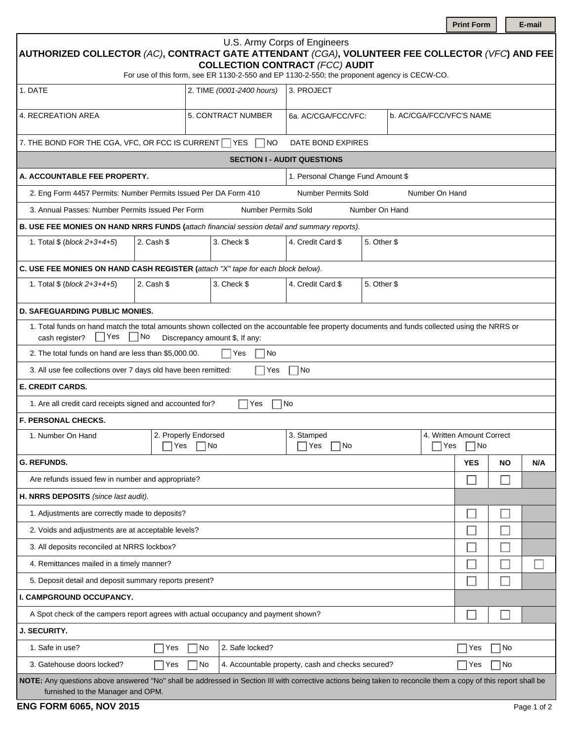U.S. Army Corps of Engineers

# AUTHORIZED COLLECTOR *(AC)*, CONTRACT GATE ATTENDANT *(CGA)*, VOLUNTEER FEE COLLECTOR *(VFC)* AND FEE COLLECTION CONTRACT *(FCC)* AUDIT

For use of this form, see ER 1130-2-550 and EP 1130-2-550; the proponent agency is CECW-CO.

| 1. DATE | 2. TIME *(0001-2400 hours)* | 3. PROJECT | |
|---|---|---|---|
| 4. RECREATION AREA | 5. CONTRACT NUMBER | 6a. AC/CGA/FCC/VFC: | b. AC/CGA/FCC/VFC'S NAME |

7. THE BOND FOR THE CGA, VFC, OR FCC IS CURRENT ☐ YES ☐ NO DATE BOND EXPIRES

## SECTION I - AUDIT QUESTIONS

**A. ACCOUNTABLE FEE PROPERTY.** 1. Personal Change Fund Amount $

2. Eng Form 4457 Permits: Number Permits Issued Per DA Form 410 Number Permits Sold Number On Hand

3. Annual Passes: Number Permits Issued Per Form Number Permits Sold Number On Hand

**B. USE FEE MONIES ON HAND NRRS FUNDS (***attach financial session detail and summary reports)*.

| 1. Total $ *(block 2+3+4+5)* | 2. Cash $ | 3. Check $ | 4. Credit Card $ | 5. Other $ |
|---|---|---|---|---|

**C. USE FEE MONIES ON HAND CASH REGISTER (***attach "X" tape for each block below)*.

| 1. Total $ *(block 2+3+4+5)* | 2. Cash $ | 3. Check $ | 4. Credit Card $ | 5. Other $ |
|---|---|---|---|---|

**D. SAFEGUARDING PUBLIC MONIES.**

1. Total funds on hand match the total amounts shown collected on the accountable fee property documents and funds collected using the NRRS or cash register? ☐ Yes ☐ No Discrepancy amount $, If any:

2. The total funds on hand are less than $5,000.00. ☐ Yes ☐ No

3. All use fee collections over 7 days old have been remitted: ☐ Yes ☐ No

**E. CREDIT CARDS.**

1. Are all credit card receipts signed and accounted for? ☐ Yes ☐ No

**F. PERSONAL CHECKS.**

| 1. Number On Hand | 2. Properly Endorsed ☐ Yes ☐ No | 3. Stamped ☐ Yes ☐ No | 4. Written Amount Correct ☐ Yes ☐ No |
|---|---|---|---|

| | YES | NO | N/A |
|---|---|---|---|
| **G. REFUNDS.** | | | |
| Are refunds issued few in number and appropriate? | ☐ | ☐ | |
| **H. NRRS DEPOSITS** *(since last audit).* | | | |
| 1. Adjustments are correctly made to deposits? | ☐ | ☐ | |
| 2. Voids and adjustments are at acceptable levels? | ☐ | ☐ | |
| 3. All deposits reconciled at NRRS lockbox? | ☐ | ☐ | |
| 4. Remittances mailed in a timely manner? | ☐ | ☐ | ☐ |
| 5. Deposit detail and deposit summary reports present? | ☐ | ☐ | |
| **I. CAMPGROUND OCCUPANCY.** | | | |
| A Spot check of the campers report agrees with actual occupancy and payment shown? | ☐ | ☐ | |

**J. SECURITY.**

| 1. Safe in use? ☐ Yes ☐ No | 2. Safe locked? ☐ Yes ☐ No |
|---|---|
| 3. Gatehouse doors locked? ☐ Yes ☐ No | 4. Accountable property, cash and checks secured? ☐ Yes ☐ No |

**NOTE:** Any questions above answered "No" shall be addressed in Section III with corrective actions being taken to reconcile them a copy of this report shall be furnished to the Manager and OPM.

**ENG FORM 6065, NOV 2015**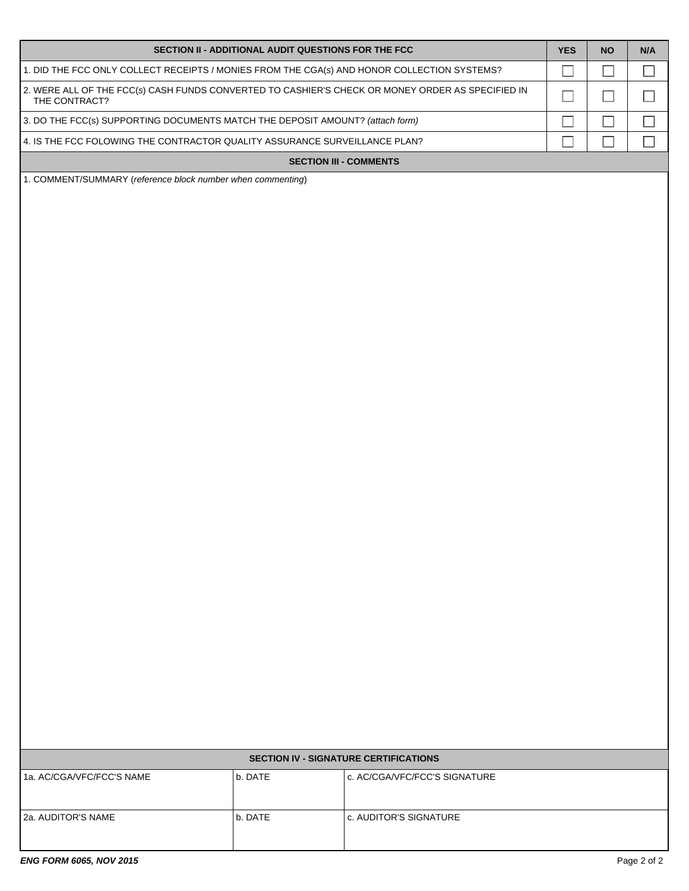| SECTION II - ADDITIONAL AUDIT QUESTIONS FOR THE FCC | YES | NO | N/A |
| --- | --- | --- | --- |
| 1. DID THE FCC ONLY COLLECT RECEIPTS / MONIES FROM THE CGA(s) AND HONOR COLLECTION SYSTEMS? | ☐ | ☐ | ☐ |
| 2. WERE ALL OF THE FCC(s) CASH FUNDS CONVERTED TO CASHIER'S CHECK OR MONEY ORDER AS SPECIFIED IN THE CONTRACT? | ☐ | ☐ | ☐ |
| 3. DO THE FCC(s) SUPPORTING DOCUMENTS MATCH THE DEPOSIT AMOUNT? *(attach form)* | ☐ | ☐ | ☐ |
| 4. IS THE FCC FOLOWING THE CONTRACTOR QUALITY ASSURANCE SURVEILLANCE PLAN? | ☐ | ☐ | ☐ |

**SECTION III - COMMENTS**

1. COMMENT/SUMMARY (*reference block number when commenting*)

**SECTION IV - SIGNATURE CERTIFICATIONS**

| | | |
| --- | --- | --- |
| 1a. AC/CGA/VFC/FCC'S NAME | b. DATE | c. AC/CGA/VFC/FCC'S SIGNATURE |
| 2a. AUDITOR'S NAME | b. DATE | c. AUDITOR'S SIGNATURE |

***ENG FORM 6065, NOV 2015***